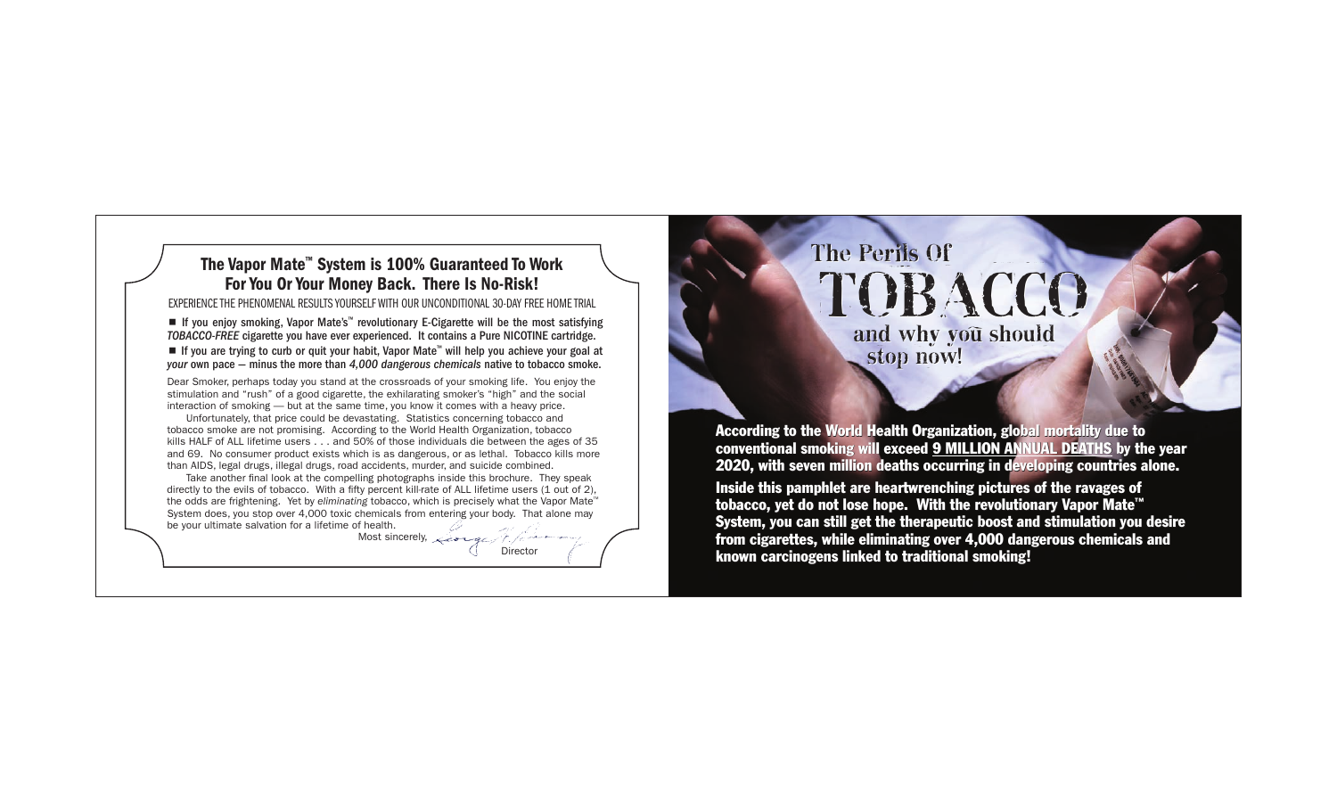## The Vapor Mate™ System is 100% Guaranteed To Work For You Or Your Money Back. There Is No-Risk!

EXPERIENCE THE PHENOMENAL RESULTS YOURSELF WITH OUR UNCONDITIONAL 30-DAY FREE HOME TRIAL

- **If you enjoy smoking, Vapor Mate's™ revolutionary E-Cigarette will be the most satisfying *TOBACCO-FREE* cigarette you have ever experienced. It contains a Pure NICOTINE cartridge.**
- **If you are trying to curb or quit your habit, Vapor Mate™ will help you achieve your goal at *your* own pace — minus the more than *4,000 dangerous chemicals* native to tobacco smoke.**

Dear Smoker, perhaps today you stand at the crossroads of your smoking life. You enjoy the stimulation and "rush" of a good cigarette, the exhilarating smoker's "high" and the social interaction of smoking — but at the same time, you know it comes with a heavy price.

Unfortunately, that price could be devastating. Statistics concerning tobacco and tobacco smoke are not promising. According to the World Health Organization, tobacco kills HALF of ALL lifetime users . . . and 50% of those individuals die between the ages of 35 and 69. No consumer product exists which is as dangerous, or as lethal. Tobacco kills more than AIDS, legal drugs, illegal drugs, road accidents, murder, and suicide combined.

Take another final look at the compelling photographs inside this brochure. They speak directly to the evils of tobacco. With a fifty percent kill-rate of ALL lifetime users (1 out of 2), the odds are frightening. Yet by *eliminating* tobacco, which is precisely what the Vapor Mate™ System does, you stop over 4,000 toxic chemicals from entering your body. That alone may be your ultimate salvation for a lifetime of health.

Most sincerely,

Director

# The Perils Of TOBACCO and why you should stop now!

**According to the World Health Organization, global mortality due to conventional smoking will exceed 9 MILLION ANNUAL DEATHS by the year 2020, with seven million deaths occurring in developing countries alone.**

**Inside this pamphlet are heartwrenching pictures of the ravages of tobacco, yet do not lose hope. With the revolutionary Vapor Mate™ System, you can still get the therapeutic boost and stimulation you desire from cigarettes, while eliminating over 4,000 dangerous chemicals and known carcinogens linked to traditional smoking!**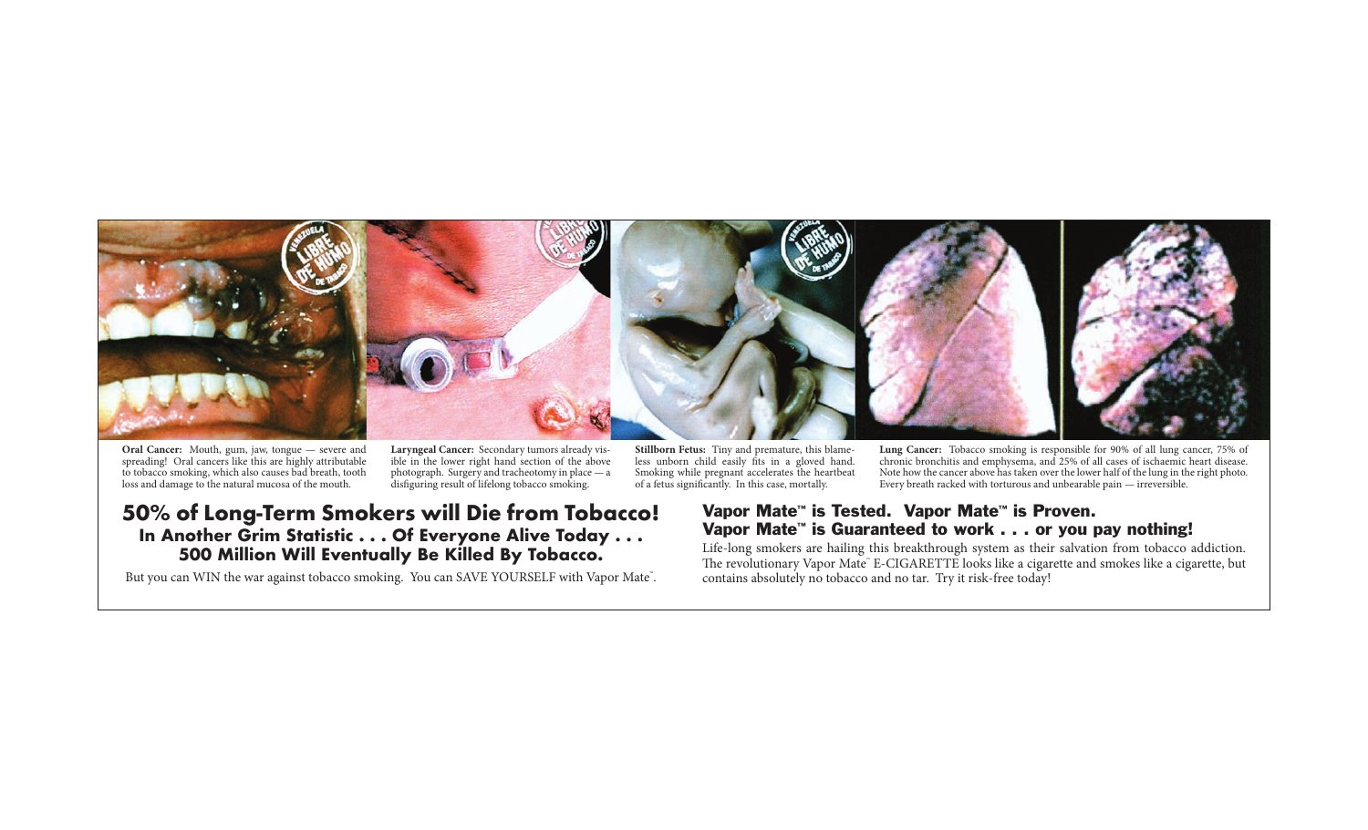**Oral Cancer:** Mouth, gum, jaw, tongue — severe and spreading! Oral cancers like this are highly attributable to tobacco smoking, which also causes bad breath, tooth loss and damage to the natural mucosa of the mouth.

**Laryngeal Cancer:** Secondary tumors already visible in the lower right hand section of the above photograph. Surgery and tracheotomy in place — a disfiguring result of lifelong tobacco smoking.

**Stillborn Fetus:** Tiny and premature, this blameless unborn child easily fits in a gloved hand. Smoking while pregnant accelerates the heartbeat of a fetus significantly. In this case, mortally.

**Lung Cancer:** Tobacco smoking is responsible for 90% of all lung cancer, 75% of chronic bronchitis and emphysema, and 25% of all cases of ischaemic heart disease. Note how the cancer above has taken over the lower half of the lung in the right photo. Every breath racked with torturous and unbearable pain — irreversible.

## 50% of Long-Term Smokers will Die from Tobacco!

### In Another Grim Statistic . . . Of Everyone Alive Today . . . 500 Million Will Eventually Be Killed By Tobacco.

But you can WIN the war against tobacco smoking. You can SAVE YOURSELF with Vapor Mate™.

### Vapor Mate™ is Tested. Vapor Mate™ is Proven. Vapor Mate™ is Guaranteed to work . . . or you pay nothing!

Life-long smokers are hailing this breakthrough system as their salvation from tobacco addiction. The revolutionary Vapor Mate™ E-CIGARETTE looks like a cigarette and smokes like a cigarette, but contains absolutely no tobacco and no tar. Try it risk-free today!